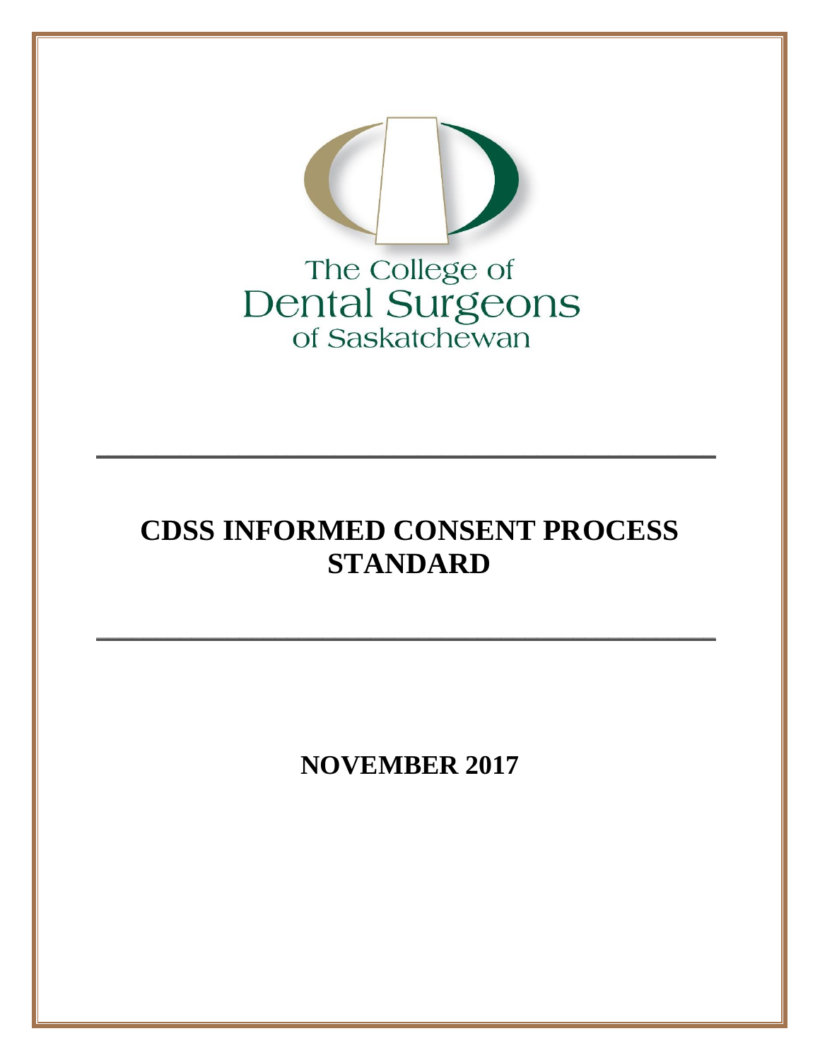The College of
Dental Surgeons
of Saskatchewan

# CDSS INFORMED CONSENT PROCESS STANDARD

**NOVEMBER 2017**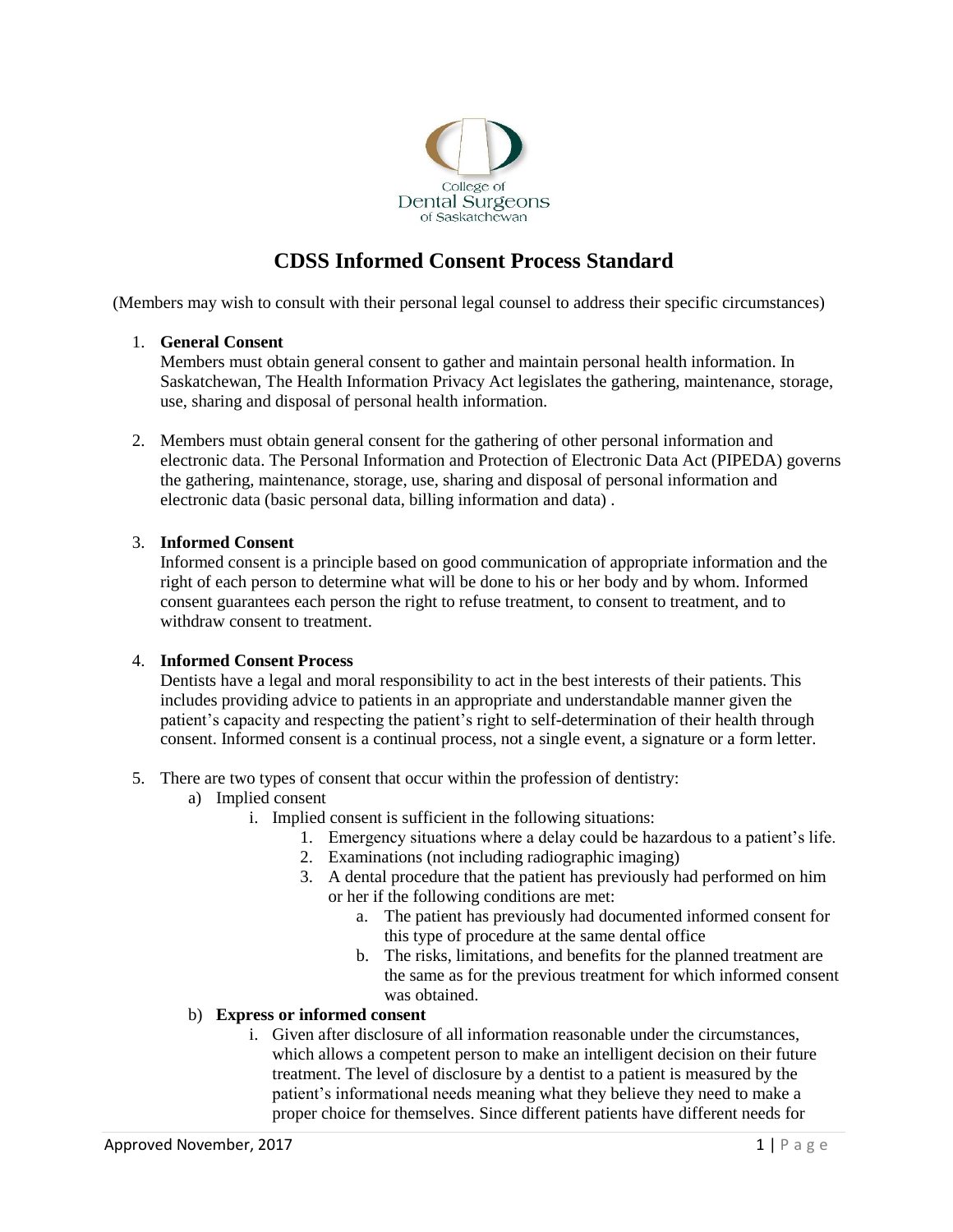# CDSS Informed Consent Process Standard

(Members may wish to consult with their personal legal counsel to address their specific circumstances)

1. **General Consent**
   Members must obtain general consent to gather and maintain personal health information. In Saskatchewan, The Health Information Privacy Act legislates the gathering, maintenance, storage, use, sharing and disposal of personal health information.

2. Members must obtain general consent for the gathering of other personal information and electronic data. The Personal Information and Protection of Electronic Data Act (PIPEDA) governs the gathering, maintenance, storage, use, sharing and disposal of personal information and electronic data (basic personal data, billing information and data) .

3. **Informed Consent**
   Informed consent is a principle based on good communication of appropriate information and the right of each person to determine what will be done to his or her body and by whom. Informed consent guarantees each person the right to refuse treatment, to consent to treatment, and to withdraw consent to treatment.

4. **Informed Consent Process**
   Dentists have a legal and moral responsibility to act in the best interests of their patients. This includes providing advice to patients in an appropriate and understandable manner given the patient's capacity and respecting the patient's right to self-determination of their health through consent. Informed consent is a continual process, not a single event, a signature or a form letter.

5. There are two types of consent that occur within the profession of dentistry:
   a) Implied consent
      i. Implied consent is sufficient in the following situations:
         1. Emergency situations where a delay could be hazardous to a patient's life.
         2. Examinations (not including radiographic imaging)
         3. A dental procedure that the patient has previously had performed on him or her if the following conditions are met:
            a. The patient has previously had documented informed consent for this type of procedure at the same dental office
            b. The risks, limitations, and benefits for the planned treatment are the same as for the previous treatment for which informed consent was obtained.

   b) **Express or informed consent**
      i. Given after disclosure of all information reasonable under the circumstances, which allows a competent person to make an intelligent decision on their future treatment. The level of disclosure by a dentist to a patient is measured by the patient's informational needs meaning what they believe they need to make a proper choice for themselves. Since different patients have different needs for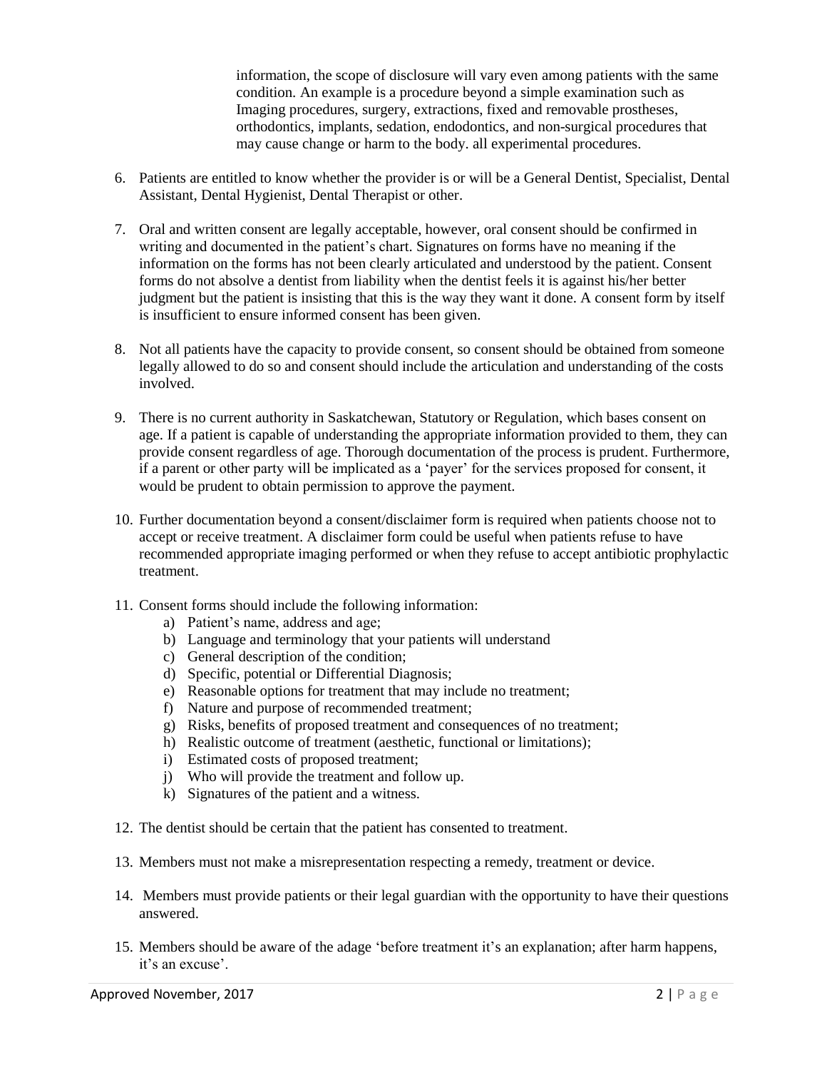information, the scope of disclosure will vary even among patients with the same condition. An example is a procedure beyond a simple examination such as Imaging procedures, surgery, extractions, fixed and removable prostheses, orthodontics, implants, sedation, endodontics, and non-surgical procedures that may cause change or harm to the body. all experimental procedures.

6. Patients are entitled to know whether the provider is or will be a General Dentist, Specialist, Dental Assistant, Dental Hygienist, Dental Therapist or other.

7. Oral and written consent are legally acceptable, however, oral consent should be confirmed in writing and documented in the patient's chart. Signatures on forms have no meaning if the information on the forms has not been clearly articulated and understood by the patient. Consent forms do not absolve a dentist from liability when the dentist feels it is against his/her better judgment but the patient is insisting that this is the way they want it done. A consent form by itself is insufficient to ensure informed consent has been given.

8. Not all patients have the capacity to provide consent, so consent should be obtained from someone legally allowed to do so and consent should include the articulation and understanding of the costs involved.

9. There is no current authority in Saskatchewan, Statutory or Regulation, which bases consent on age. If a patient is capable of understanding the appropriate information provided to them, they can provide consent regardless of age. Thorough documentation of the process is prudent. Furthermore, if a parent or other party will be implicated as a 'payer' for the services proposed for consent, it would be prudent to obtain permission to approve the payment.

10. Further documentation beyond a consent/disclaimer form is required when patients choose not to accept or receive treatment. A disclaimer form could be useful when patients refuse to have recommended appropriate imaging performed or when they refuse to accept antibiotic prophylactic treatment.

11. Consent forms should include the following information:
    a) Patient's name, address and age;
    b) Language and terminology that your patients will understand
    c) General description of the condition;
    d) Specific, potential or Differential Diagnosis;
    e) Reasonable options for treatment that may include no treatment;
    f) Nature and purpose of recommended treatment;
    g) Risks, benefits of proposed treatment and consequences of no treatment;
    h) Realistic outcome of treatment (aesthetic, functional or limitations);
    i) Estimated costs of proposed treatment;
    j) Who will provide the treatment and follow up.
    k) Signatures of the patient and a witness.

12. The dentist should be certain that the patient has consented to treatment.

13. Members must not make a misrepresentation respecting a remedy, treatment or device.

14. Members must provide patients or their legal guardian with the opportunity to have their questions answered.

15. Members should be aware of the adage 'before treatment it's an explanation; after harm happens, it's an excuse'.

Approved November, 2017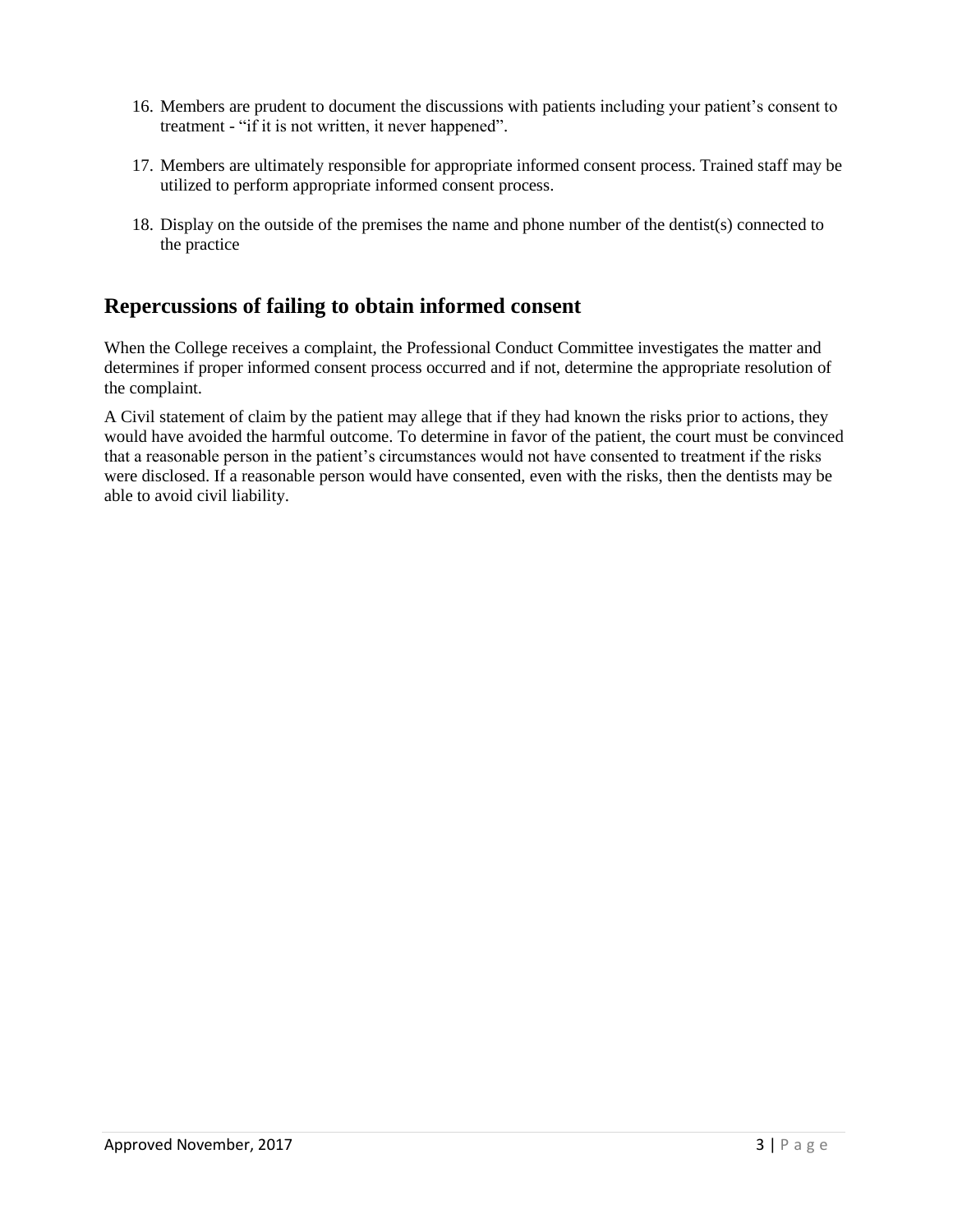16. Members are prudent to document the discussions with patients including your patient's consent to treatment - "if it is not written, it never happened".

17. Members are ultimately responsible for appropriate informed consent process. Trained staff may be utilized to perform appropriate informed consent process.

18. Display on the outside of the premises the name and phone number of the dentist(s) connected to the practice

## Repercussions of failing to obtain informed consent

When the College receives a complaint, the Professional Conduct Committee investigates the matter and determines if proper informed consent process occurred and if not, determine the appropriate resolution of the complaint.

A Civil statement of claim by the patient may allege that if they had known the risks prior to actions, they would have avoided the harmful outcome. To determine in favor of the patient, the court must be convinced that a reasonable person in the patient's circumstances would not have consented to treatment if the risks were disclosed. If a reasonable person would have consented, even with the risks, then the dentists may be able to avoid civil liability.

Approved November, 2017